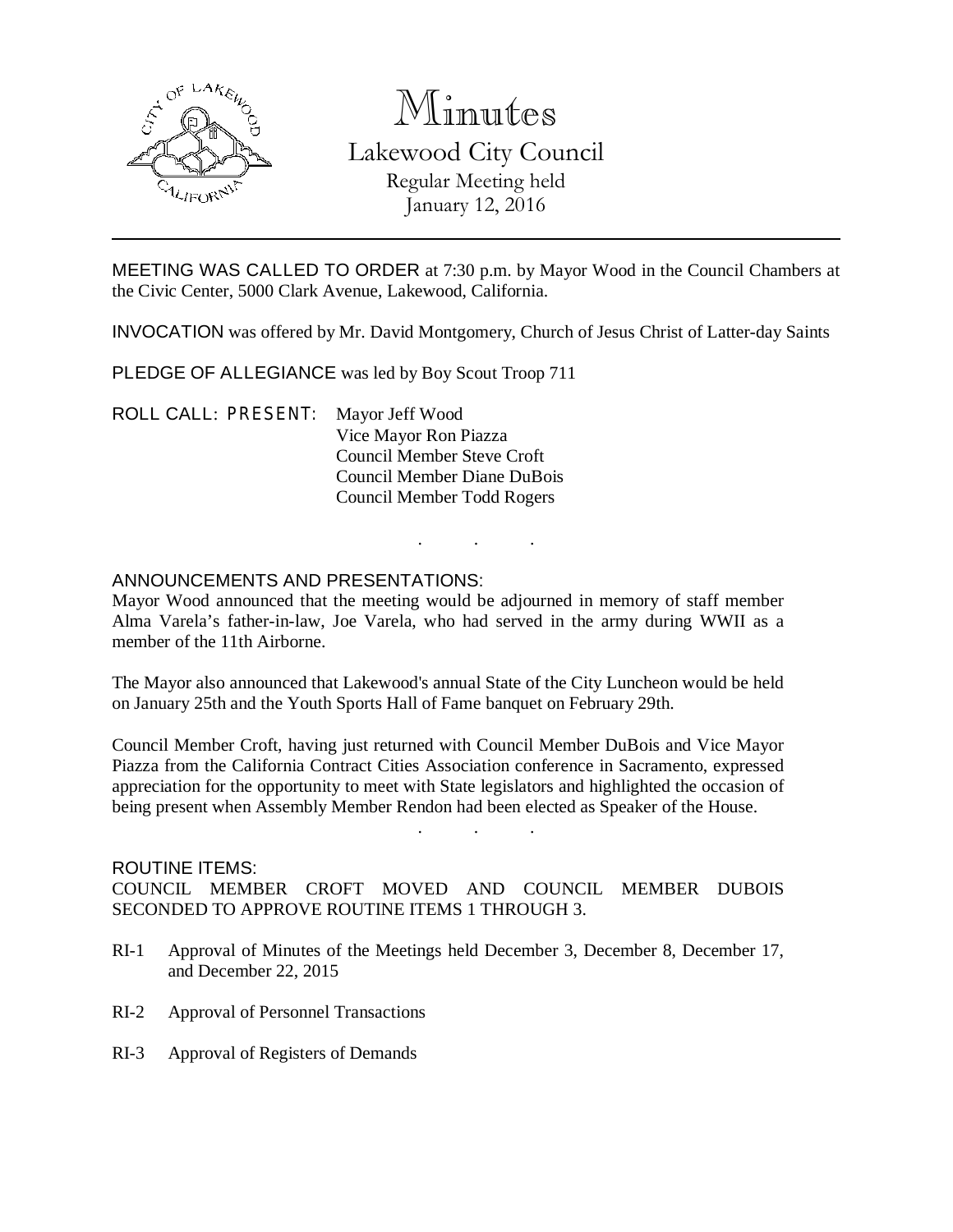# Minutes

## Lakewood City Council

Regular Meeting held
January 12, 2016

---

MEETING WAS CALLED TO ORDER at 7:30 p.m. by Mayor Wood in the Council Chambers at the Civic Center, 5000 Clark Avenue, Lakewood, California.

INVOCATION was offered by Mr. David Montgomery, Church of Jesus Christ of Latter-day Saints

PLEDGE OF ALLEGIANCE was led by Boy Scout Troop 711

ROLL CALL: PRESENT: Mayor Jeff Wood
Vice Mayor Ron Piazza
Council Member Steve Croft
Council Member Diane DuBois
Council Member Todd Rogers

. . .

ANNOUNCEMENTS AND PRESENTATIONS:

Mayor Wood announced that the meeting would be adjourned in memory of staff member Alma Varela's father-in-law, Joe Varela, who had served in the army during WWII as a member of the 11th Airborne.

The Mayor also announced that Lakewood's annual State of the City Luncheon would be held on January 25th and the Youth Sports Hall of Fame banquet on February 29th.

Council Member Croft, having just returned with Council Member DuBois and Vice Mayor Piazza from the California Contract Cities Association conference in Sacramento, expressed appreciation for the opportunity to meet with State legislators and highlighted the occasion of being present when Assembly Member Rendon had been elected as Speaker of the House.

. . .

ROUTINE ITEMS:

COUNCIL MEMBER CROFT MOVED AND COUNCIL MEMBER DUBOIS SECONDED TO APPROVE ROUTINE ITEMS 1 THROUGH 3.

RI-1 Approval of Minutes of the Meetings held December 3, December 8, December 17, and December 22, 2015

RI-2 Approval of Personnel Transactions

RI-3 Approval of Registers of Demands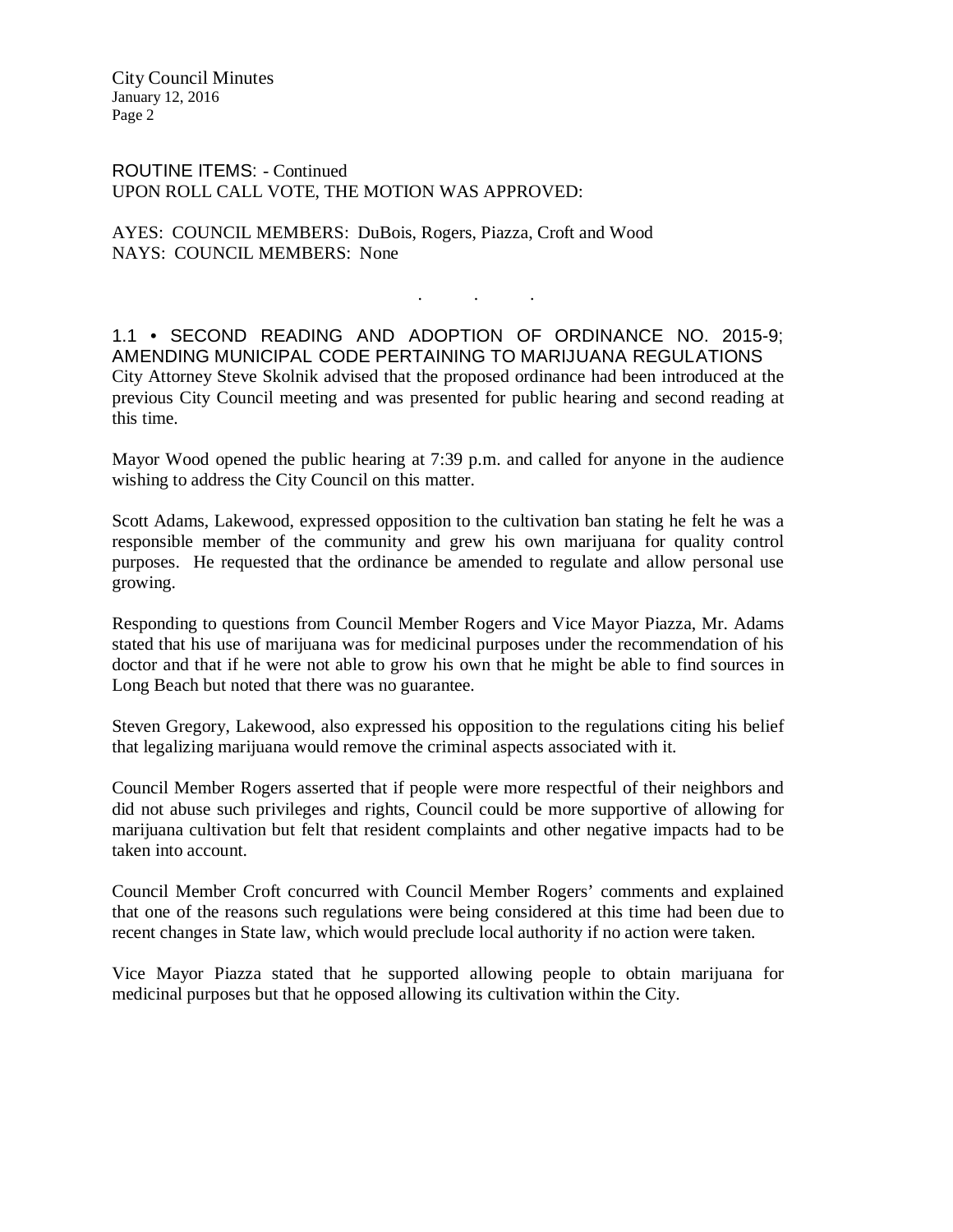ROUTINE ITEMS: - Continued
UPON ROLL CALL VOTE, THE MOTION WAS APPROVED:

AYES: COUNCIL MEMBERS: DuBois, Rogers, Piazza, Croft and Wood
NAYS: COUNCIL MEMBERS: None

. . .

## 1.1 • SECOND READING AND ADOPTION OF ORDINANCE NO. 2015-9; AMENDING MUNICIPAL CODE PERTAINING TO MARIJUANA REGULATIONS

City Attorney Steve Skolnik advised that the proposed ordinance had been introduced at the previous City Council meeting and was presented for public hearing and second reading at this time.

Mayor Wood opened the public hearing at 7:39 p.m. and called for anyone in the audience wishing to address the City Council on this matter.

Scott Adams, Lakewood, expressed opposition to the cultivation ban stating he felt he was a responsible member of the community and grew his own marijuana for quality control purposes. He requested that the ordinance be amended to regulate and allow personal use growing.

Responding to questions from Council Member Rogers and Vice Mayor Piazza, Mr. Adams stated that his use of marijuana was for medicinal purposes under the recommendation of his doctor and that if he were not able to grow his own that he might be able to find sources in Long Beach but noted that there was no guarantee.

Steven Gregory, Lakewood, also expressed his opposition to the regulations citing his belief that legalizing marijuana would remove the criminal aspects associated with it.

Council Member Rogers asserted that if people were more respectful of their neighbors and did not abuse such privileges and rights, Council could be more supportive of allowing for marijuana cultivation but felt that resident complaints and other negative impacts had to be taken into account.

Council Member Croft concurred with Council Member Rogers' comments and explained that one of the reasons such regulations were being considered at this time had been due to recent changes in State law, which would preclude local authority if no action were taken.

Vice Mayor Piazza stated that he supported allowing people to obtain marijuana for medicinal purposes but that he opposed allowing its cultivation within the City.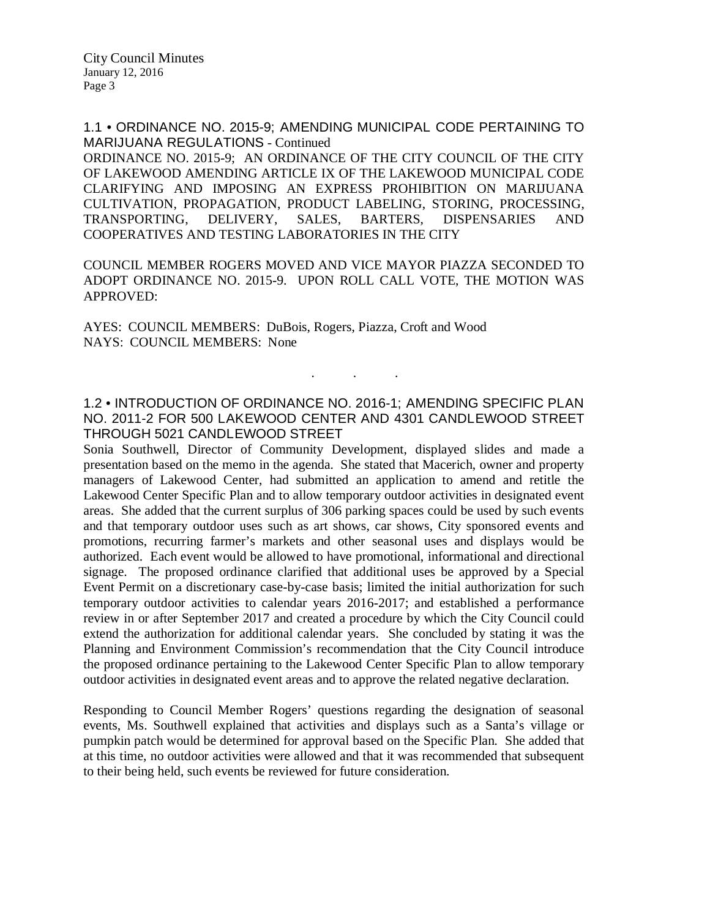## 1.1 • ORDINANCE NO. 2015-9; AMENDING MUNICIPAL CODE PERTAINING TO MARIJUANA REGULATIONS - Continued

ORDINANCE NO. 2015-9; AN ORDINANCE OF THE CITY COUNCIL OF THE CITY OF LAKEWOOD AMENDING ARTICLE IX OF THE LAKEWOOD MUNICIPAL CODE CLARIFYING AND IMPOSING AN EXPRESS PROHIBITION ON MARIJUANA CULTIVATION, PROPAGATION, PRODUCT LABELING, STORING, PROCESSING, TRANSPORTING, DELIVERY, SALES, BARTERS, DISPENSARIES AND COOPERATIVES AND TESTING LABORATORIES IN THE CITY

COUNCIL MEMBER ROGERS MOVED AND VICE MAYOR PIAZZA SECONDED TO ADOPT ORDINANCE NO. 2015-9. UPON ROLL CALL VOTE, THE MOTION WAS APPROVED:

AYES: COUNCIL MEMBERS: DuBois, Rogers, Piazza, Croft and Wood
NAYS: COUNCIL MEMBERS: None

. . .

## 1.2 • INTRODUCTION OF ORDINANCE NO. 2016-1; AMENDING SPECIFIC PLAN NO. 2011-2 FOR 500 LAKEWOOD CENTER AND 4301 CANDLEWOOD STREET THROUGH 5021 CANDLEWOOD STREET

Sonia Southwell, Director of Community Development, displayed slides and made a presentation based on the memo in the agenda. She stated that Macerich, owner and property managers of Lakewood Center, had submitted an application to amend and retitle the Lakewood Center Specific Plan and to allow temporary outdoor activities in designated event areas. She added that the current surplus of 306 parking spaces could be used by such events and that temporary outdoor uses such as art shows, car shows, City sponsored events and promotions, recurring farmer's markets and other seasonal uses and displays would be authorized. Each event would be allowed to have promotional, informational and directional signage. The proposed ordinance clarified that additional uses be approved by a Special Event Permit on a discretionary case-by-case basis; limited the initial authorization for such temporary outdoor activities to calendar years 2016-2017; and established a performance review in or after September 2017 and created a procedure by which the City Council could extend the authorization for additional calendar years. She concluded by stating it was the Planning and Environment Commission's recommendation that the City Council introduce the proposed ordinance pertaining to the Lakewood Center Specific Plan to allow temporary outdoor activities in designated event areas and to approve the related negative declaration.

Responding to Council Member Rogers' questions regarding the designation of seasonal events, Ms. Southwell explained that activities and displays such as a Santa's village or pumpkin patch would be determined for approval based on the Specific Plan. She added that at this time, no outdoor activities were allowed and that it was recommended that subsequent to their being held, such events be reviewed for future consideration.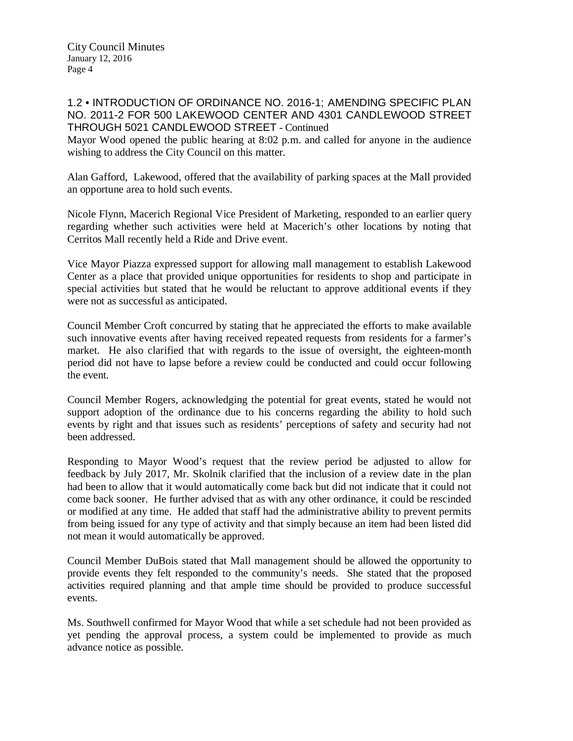### 1.2 • INTRODUCTION OF ORDINANCE NO. 2016-1; AMENDING SPECIFIC PLAN NO. 2011-2 FOR 500 LAKEWOOD CENTER AND 4301 CANDLEWOOD STREET THROUGH 5021 CANDLEWOOD STREET - Continued

Mayor Wood opened the public hearing at 8:02 p.m. and called for anyone in the audience wishing to address the City Council on this matter.

Alan Gafford, Lakewood, offered that the availability of parking spaces at the Mall provided an opportune area to hold such events.

Nicole Flynn, Macerich Regional Vice President of Marketing, responded to an earlier query regarding whether such activities were held at Macerich's other locations by noting that Cerritos Mall recently held a Ride and Drive event.

Vice Mayor Piazza expressed support for allowing mall management to establish Lakewood Center as a place that provided unique opportunities for residents to shop and participate in special activities but stated that he would be reluctant to approve additional events if they were not as successful as anticipated.

Council Member Croft concurred by stating that he appreciated the efforts to make available such innovative events after having received repeated requests from residents for a farmer's market. He also clarified that with regards to the issue of oversight, the eighteen-month period did not have to lapse before a review could be conducted and could occur following the event.

Council Member Rogers, acknowledging the potential for great events, stated he would not support adoption of the ordinance due to his concerns regarding the ability to hold such events by right and that issues such as residents' perceptions of safety and security had not been addressed.

Responding to Mayor Wood's request that the review period be adjusted to allow for feedback by July 2017, Mr. Skolnik clarified that the inclusion of a review date in the plan had been to allow that it would automatically come back but did not indicate that it could not come back sooner. He further advised that as with any other ordinance, it could be rescinded or modified at any time. He added that staff had the administrative ability to prevent permits from being issued for any type of activity and that simply because an item had been listed did not mean it would automatically be approved.

Council Member DuBois stated that Mall management should be allowed the opportunity to provide events they felt responded to the community's needs. She stated that the proposed activities required planning and that ample time should be provided to produce successful events.

Ms. Southwell confirmed for Mayor Wood that while a set schedule had not been provided as yet pending the approval process, a system could be implemented to provide as much advance notice as possible.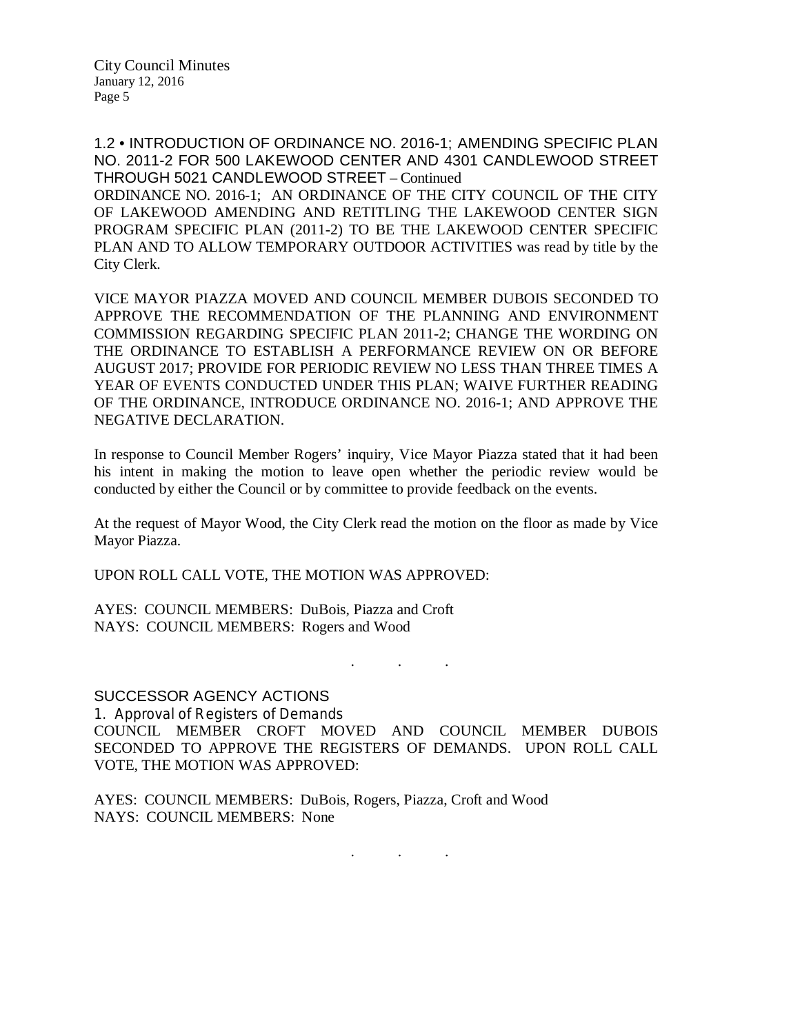1.2 • INTRODUCTION OF ORDINANCE NO. 2016-1; AMENDING SPECIFIC PLAN NO. 2011-2 FOR 500 LAKEWOOD CENTER AND 4301 CANDLEWOOD STREET THROUGH 5021 CANDLEWOOD STREET – Continued

ORDINANCE NO. 2016-1; AN ORDINANCE OF THE CITY COUNCIL OF THE CITY OF LAKEWOOD AMENDING AND RETITLING THE LAKEWOOD CENTER SIGN PROGRAM SPECIFIC PLAN (2011-2) TO BE THE LAKEWOOD CENTER SPECIFIC PLAN AND TO ALLOW TEMPORARY OUTDOOR ACTIVITIES was read by title by the City Clerk.

VICE MAYOR PIAZZA MOVED AND COUNCIL MEMBER DUBOIS SECONDED TO APPROVE THE RECOMMENDATION OF THE PLANNING AND ENVIRONMENT COMMISSION REGARDING SPECIFIC PLAN 2011-2; CHANGE THE WORDING ON THE ORDINANCE TO ESTABLISH A PERFORMANCE REVIEW ON OR BEFORE AUGUST 2017; PROVIDE FOR PERIODIC REVIEW NO LESS THAN THREE TIMES A YEAR OF EVENTS CONDUCTED UNDER THIS PLAN; WAIVE FURTHER READING OF THE ORDINANCE, INTRODUCE ORDINANCE NO. 2016-1; AND APPROVE THE NEGATIVE DECLARATION.

In response to Council Member Rogers' inquiry, Vice Mayor Piazza stated that it had been his intent in making the motion to leave open whether the periodic review would be conducted by either the Council or by committee to provide feedback on the events.

At the request of Mayor Wood, the City Clerk read the motion on the floor as made by Vice Mayor Piazza.

UPON ROLL CALL VOTE, THE MOTION WAS APPROVED:

AYES: COUNCIL MEMBERS: DuBois, Piazza and Croft
NAYS: COUNCIL MEMBERS: Rogers and Wood

. . .

## SUCCESSOR AGENCY ACTIONS

1. Approval of Registers of Demands

COUNCIL MEMBER CROFT MOVED AND COUNCIL MEMBER DUBOIS SECONDED TO APPROVE THE REGISTERS OF DEMANDS. UPON ROLL CALL VOTE, THE MOTION WAS APPROVED:

AYES: COUNCIL MEMBERS: DuBois, Rogers, Piazza, Croft and Wood
NAYS: COUNCIL MEMBERS: None

. . .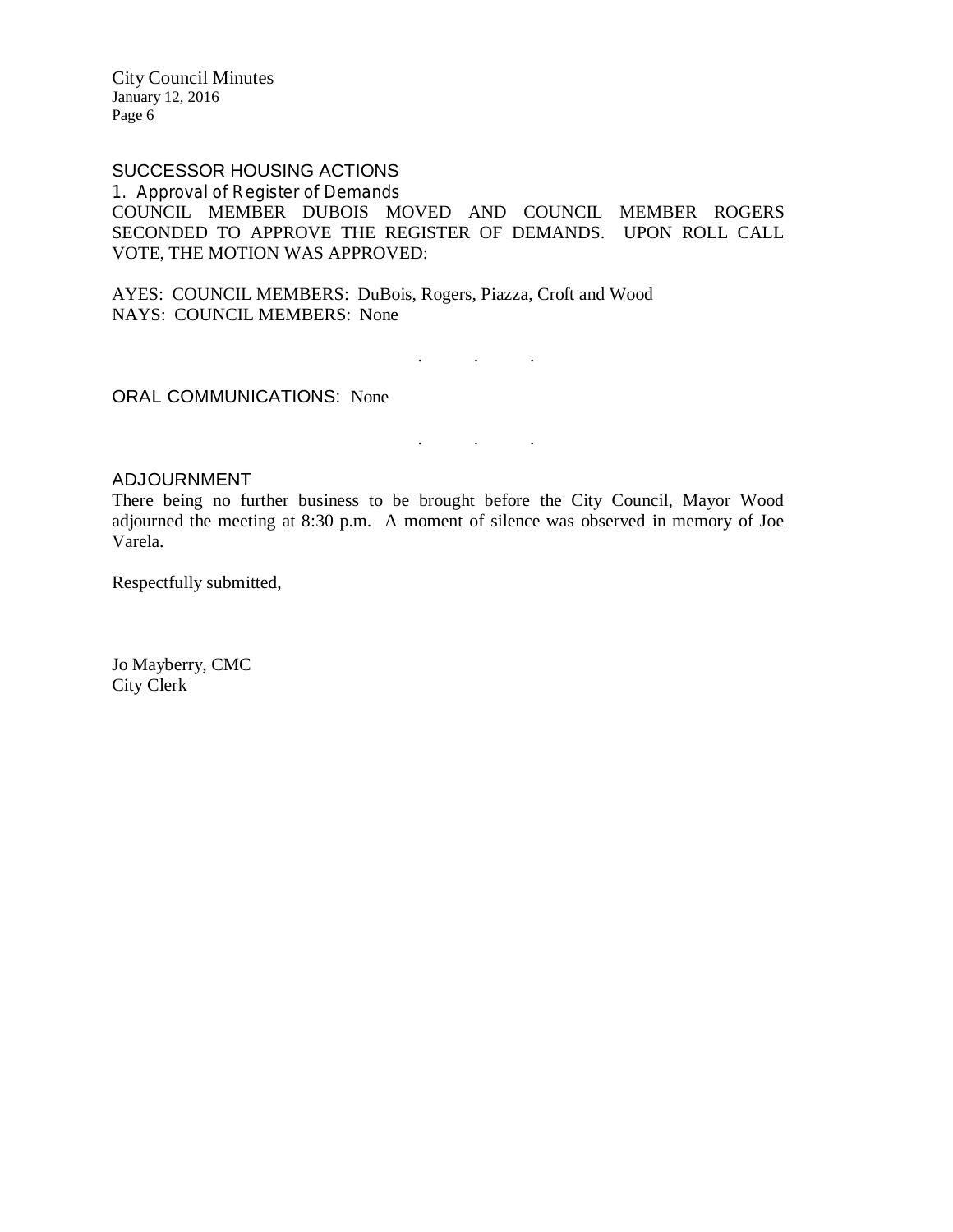## SUCCESSOR HOUSING ACTIONS

*1. Approval of Register of Demands*

COUNCIL MEMBER DUBOIS MOVED AND COUNCIL MEMBER ROGERS SECONDED TO APPROVE THE REGISTER OF DEMANDS. UPON ROLL CALL VOTE, THE MOTION WAS APPROVED:

AYES: COUNCIL MEMBERS: DuBois, Rogers, Piazza, Croft and Wood
NAYS: COUNCIL MEMBERS: None

. . .

## ORAL COMMUNICATIONS: None

. . .

## ADJOURNMENT

There being no further business to be brought before the City Council, Mayor Wood adjourned the meeting at 8:30 p.m. A moment of silence was observed in memory of Joe Varela.

Respectfully submitted,

Jo Mayberry, CMC
City Clerk